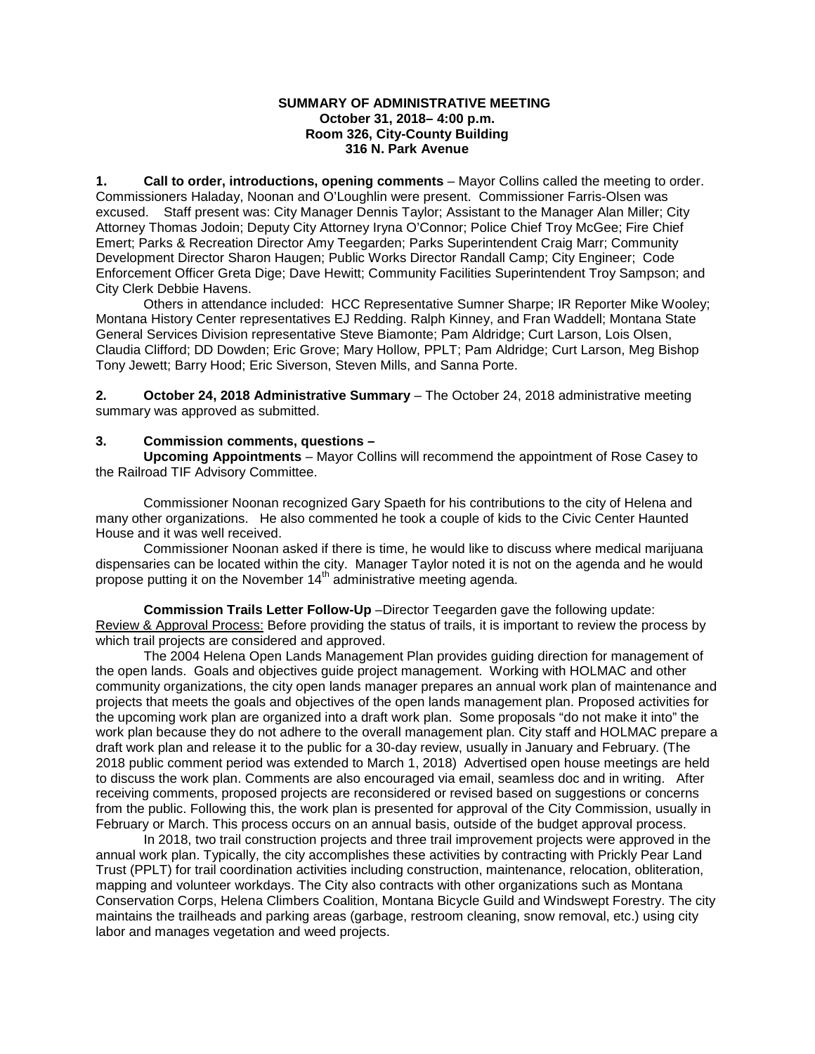**SUMMARY OF ADMINISTRATIVE MEETING**
**October 31, 2018– 4:00 p.m.**
**Room 326, City-County Building**
**316 N. Park Avenue**

**1. Call to order, introductions, opening comments** – Mayor Collins called the meeting to order. Commissioners Haladay, Noonan and O'Loughlin were present. Commissioner Farris-Olsen was excused. Staff present was: City Manager Dennis Taylor; Assistant to the Manager Alan Miller; City Attorney Thomas Jodoin; Deputy City Attorney Iryna O'Connor; Police Chief Troy McGee; Fire Chief Emert; Parks & Recreation Director Amy Teegarden; Parks Superintendent Craig Marr; Community Development Director Sharon Haugen; Public Works Director Randall Camp; City Engineer; Code Enforcement Officer Greta Dige; Dave Hewitt; Community Facilities Superintendent Troy Sampson; and City Clerk Debbie Havens.

Others in attendance included: HCC Representative Sumner Sharpe; IR Reporter Mike Wooley; Montana History Center representatives EJ Redding. Ralph Kinney, and Fran Waddell; Montana State General Services Division representative Steve Biamonte; Pam Aldridge; Curt Larson, Lois Olsen, Claudia Clifford; DD Dowden; Eric Grove; Mary Hollow, PPLT; Pam Aldridge; Curt Larson, Meg Bishop Tony Jewett; Barry Hood; Eric Siverson, Steven Mills, and Sanna Porte.

**2. October 24, 2018 Administrative Summary** – The October 24, 2018 administrative meeting summary was approved as submitted.

**3. Commission comments, questions –**

**Upcoming Appointments** – Mayor Collins will recommend the appointment of Rose Casey to the Railroad TIF Advisory Committee.

Commissioner Noonan recognized Gary Spaeth for his contributions to the city of Helena and many other organizations. He also commented he took a couple of kids to the Civic Center Haunted House and it was well received.

Commissioner Noonan asked if there is time, he would like to discuss where medical marijuana dispensaries can be located within the city. Manager Taylor noted it is not on the agenda and he would propose putting it on the November 14th administrative meeting agenda.

**Commission Trails Letter Follow-Up** –Director Teegarden gave the following update:
Review & Approval Process: Before providing the status of trails, it is important to review the process by which trail projects are considered and approved.

The 2004 Helena Open Lands Management Plan provides guiding direction for management of the open lands. Goals and objectives guide project management. Working with HOLMAC and other community organizations, the city open lands manager prepares an annual work plan of maintenance and projects that meets the goals and objectives of the open lands management plan. Proposed activities for the upcoming work plan are organized into a draft work plan. Some proposals "do not make it into" the work plan because they do not adhere to the overall management plan. City staff and HOLMAC prepare a draft work plan and release it to the public for a 30-day review, usually in January and February. (The 2018 public comment period was extended to March 1, 2018) Advertised open house meetings are held to discuss the work plan. Comments are also encouraged via email, seamless doc and in writing. After receiving comments, proposed projects are reconsidered or revised based on suggestions or concerns from the public. Following this, the work plan is presented for approval of the City Commission, usually in February or March. This process occurs on an annual basis, outside of the budget approval process.

In 2018, two trail construction projects and three trail improvement projects were approved in the annual work plan. Typically, the city accomplishes these activities by contracting with Prickly Pear Land Trust (PPLT) for trail coordination activities including construction, maintenance, relocation, obliteration, mapping and volunteer workdays. The City also contracts with other organizations such as Montana Conservation Corps, Helena Climbers Coalition, Montana Bicycle Guild and Windswept Forestry. The city maintains the trailheads and parking areas (garbage, restroom cleaning, snow removal, etc.) using city labor and manages vegetation and weed projects.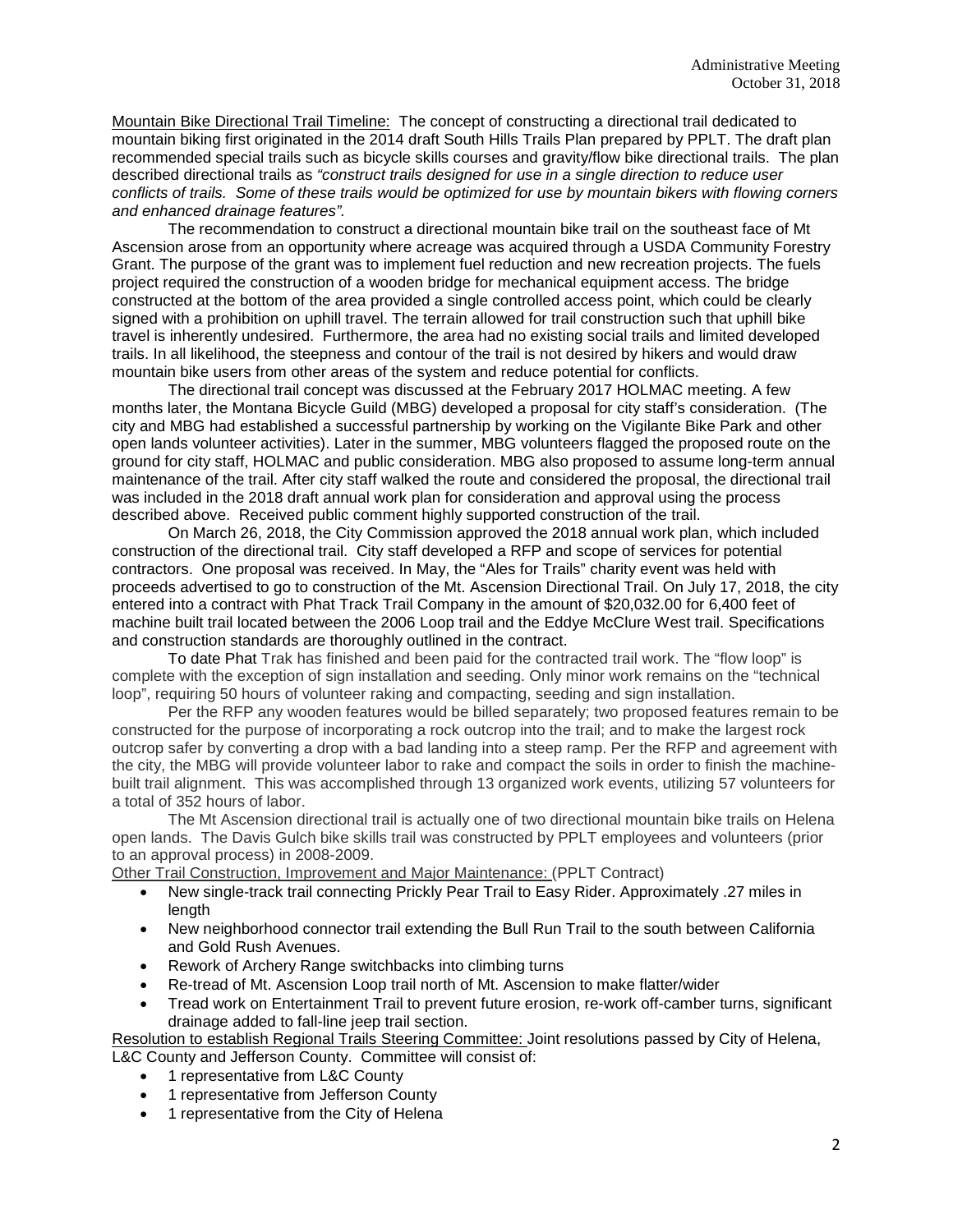Mountain Bike Directional Trail Timeline: The concept of constructing a directional trail dedicated to mountain biking first originated in the 2014 draft South Hills Trails Plan prepared by PPLT. The draft plan recommended special trails such as bicycle skills courses and gravity/flow bike directional trails. The plan described directional trails as *"construct trails designed for use in a single direction to reduce user conflicts of trails. Some of these trails would be optimized for use by mountain bikers with flowing corners and enhanced drainage features".*

The recommendation to construct a directional mountain bike trail on the southeast face of Mt Ascension arose from an opportunity where acreage was acquired through a USDA Community Forestry Grant. The purpose of the grant was to implement fuel reduction and new recreation projects. The fuels project required the construction of a wooden bridge for mechanical equipment access. The bridge constructed at the bottom of the area provided a single controlled access point, which could be clearly signed with a prohibition on uphill travel. The terrain allowed for trail construction such that uphill bike travel is inherently undesired. Furthermore, the area had no existing social trails and limited developed trails. In all likelihood, the steepness and contour of the trail is not desired by hikers and would draw mountain bike users from other areas of the system and reduce potential for conflicts.

The directional trail concept was discussed at the February 2017 HOLMAC meeting. A few months later, the Montana Bicycle Guild (MBG) developed a proposal for city staff's consideration. (The city and MBG had established a successful partnership by working on the Vigilante Bike Park and other open lands volunteer activities). Later in the summer, MBG volunteers flagged the proposed route on the ground for city staff, HOLMAC and public consideration. MBG also proposed to assume long-term annual maintenance of the trail. After city staff walked the route and considered the proposal, the directional trail was included in the 2018 draft annual work plan for consideration and approval using the process described above. Received public comment highly supported construction of the trail.

On March 26, 2018, the City Commission approved the 2018 annual work plan, which included construction of the directional trail. City staff developed a RFP and scope of services for potential contractors. One proposal was received. In May, the "Ales for Trails" charity event was held with proceeds advertised to go to construction of the Mt. Ascension Directional Trail. On July 17, 2018, the city entered into a contract with Phat Track Trail Company in the amount of $20,032.00 for 6,400 feet of machine built trail located between the 2006 Loop trail and the Eddye McClure West trail. Specifications and construction standards are thoroughly outlined in the contract.

To date Phat Trak has finished and been paid for the contracted trail work. The "flow loop" is complete with the exception of sign installation and seeding. Only minor work remains on the "technical loop", requiring 50 hours of volunteer raking and compacting, seeding and sign installation.

Per the RFP any wooden features would be billed separately; two proposed features remain to be constructed for the purpose of incorporating a rock outcrop into the trail; and to make the largest rock outcrop safer by converting a drop with a bad landing into a steep ramp. Per the RFP and agreement with the city, the MBG will provide volunteer labor to rake and compact the soils in order to finish the machine-built trail alignment. This was accomplished through 13 organized work events, utilizing 57 volunteers for a total of 352 hours of labor.

The Mt Ascension directional trail is actually one of two directional mountain bike trails on Helena open lands. The Davis Gulch bike skills trail was constructed by PPLT employees and volunteers (prior to an approval process) in 2008-2009.

Other Trail Construction, Improvement and Major Maintenance: (PPLT Contract)

- New single-track trail connecting Prickly Pear Trail to Easy Rider. Approximately .27 miles in length
- New neighborhood connector trail extending the Bull Run Trail to the south between California and Gold Rush Avenues.
- Rework of Archery Range switchbacks into climbing turns
- Re-tread of Mt. Ascension Loop trail north of Mt. Ascension to make flatter/wider
- Tread work on Entertainment Trail to prevent future erosion, re-work off-camber turns, significant drainage added to fall-line jeep trail section.

Resolution to establish Regional Trails Steering Committee: Joint resolutions passed by City of Helena, L&C County and Jefferson County. Committee will consist of:

- 1 representative from L&C County
- 1 representative from Jefferson County
- 1 representative from the City of Helena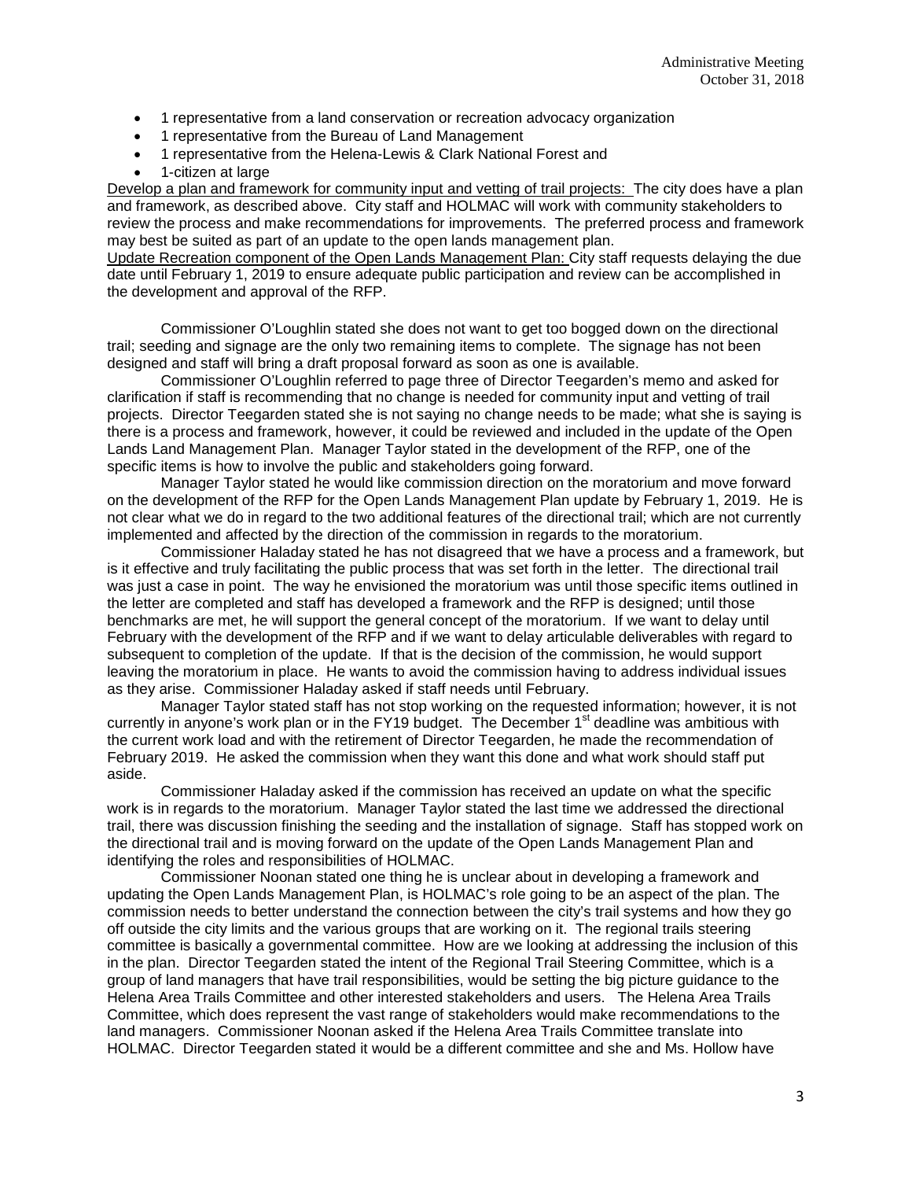- 1 representative from a land conservation or recreation advocacy organization
- 1 representative from the Bureau of Land Management
- 1 representative from the Helena-Lewis & Clark National Forest and
- 1-citizen at large

Develop a plan and framework for community input and vetting of trail projects: The city does have a plan and framework, as described above. City staff and HOLMAC will work with community stakeholders to review the process and make recommendations for improvements. The preferred process and framework may best be suited as part of an update to the open lands management plan.

Update Recreation component of the Open Lands Management Plan: City staff requests delaying the due date until February 1, 2019 to ensure adequate public participation and review can be accomplished in the development and approval of the RFP.

Commissioner O'Loughlin stated she does not want to get too bogged down on the directional trail; seeding and signage are the only two remaining items to complete. The signage has not been designed and staff will bring a draft proposal forward as soon as one is available.

Commissioner O'Loughlin referred to page three of Director Teegarden's memo and asked for clarification if staff is recommending that no change is needed for community input and vetting of trail projects. Director Teegarden stated she is not saying no change needs to be made; what she is saying is there is a process and framework, however, it could be reviewed and included in the update of the Open Lands Land Management Plan. Manager Taylor stated in the development of the RFP, one of the specific items is how to involve the public and stakeholders going forward.

Manager Taylor stated he would like commission direction on the moratorium and move forward on the development of the RFP for the Open Lands Management Plan update by February 1, 2019. He is not clear what we do in regard to the two additional features of the directional trail; which are not currently implemented and affected by the direction of the commission in regards to the moratorium.

Commissioner Haladay stated he has not disagreed that we have a process and a framework, but is it effective and truly facilitating the public process that was set forth in the letter. The directional trail was just a case in point. The way he envisioned the moratorium was until those specific items outlined in the letter are completed and staff has developed a framework and the RFP is designed; until those benchmarks are met, he will support the general concept of the moratorium. If we want to delay until February with the development of the RFP and if we want to delay articulable deliverables with regard to subsequent to completion of the update. If that is the decision of the commission, he would support leaving the moratorium in place. He wants to avoid the commission having to address individual issues as they arise. Commissioner Haladay asked if staff needs until February.

Manager Taylor stated staff has not stop working on the requested information; however, it is not currently in anyone's work plan or in the FY19 budget. The December 1st deadline was ambitious with the current work load and with the retirement of Director Teegarden, he made the recommendation of February 2019. He asked the commission when they want this done and what work should staff put aside.

Commissioner Haladay asked if the commission has received an update on what the specific work is in regards to the moratorium. Manager Taylor stated the last time we addressed the directional trail, there was discussion finishing the seeding and the installation of signage. Staff has stopped work on the directional trail and is moving forward on the update of the Open Lands Management Plan and identifying the roles and responsibilities of HOLMAC.

Commissioner Noonan stated one thing he is unclear about in developing a framework and updating the Open Lands Management Plan, is HOLMAC's role going to be an aspect of the plan. The commission needs to better understand the connection between the city's trail systems and how they go off outside the city limits and the various groups that are working on it. The regional trails steering committee is basically a governmental committee. How are we looking at addressing the inclusion of this in the plan. Director Teegarden stated the intent of the Regional Trail Steering Committee, which is a group of land managers that have trail responsibilities, would be setting the big picture guidance to the Helena Area Trails Committee and other interested stakeholders and users. The Helena Area Trails Committee, which does represent the vast range of stakeholders would make recommendations to the land managers. Commissioner Noonan asked if the Helena Area Trails Committee translate into HOLMAC. Director Teegarden stated it would be a different committee and she and Ms. Hollow have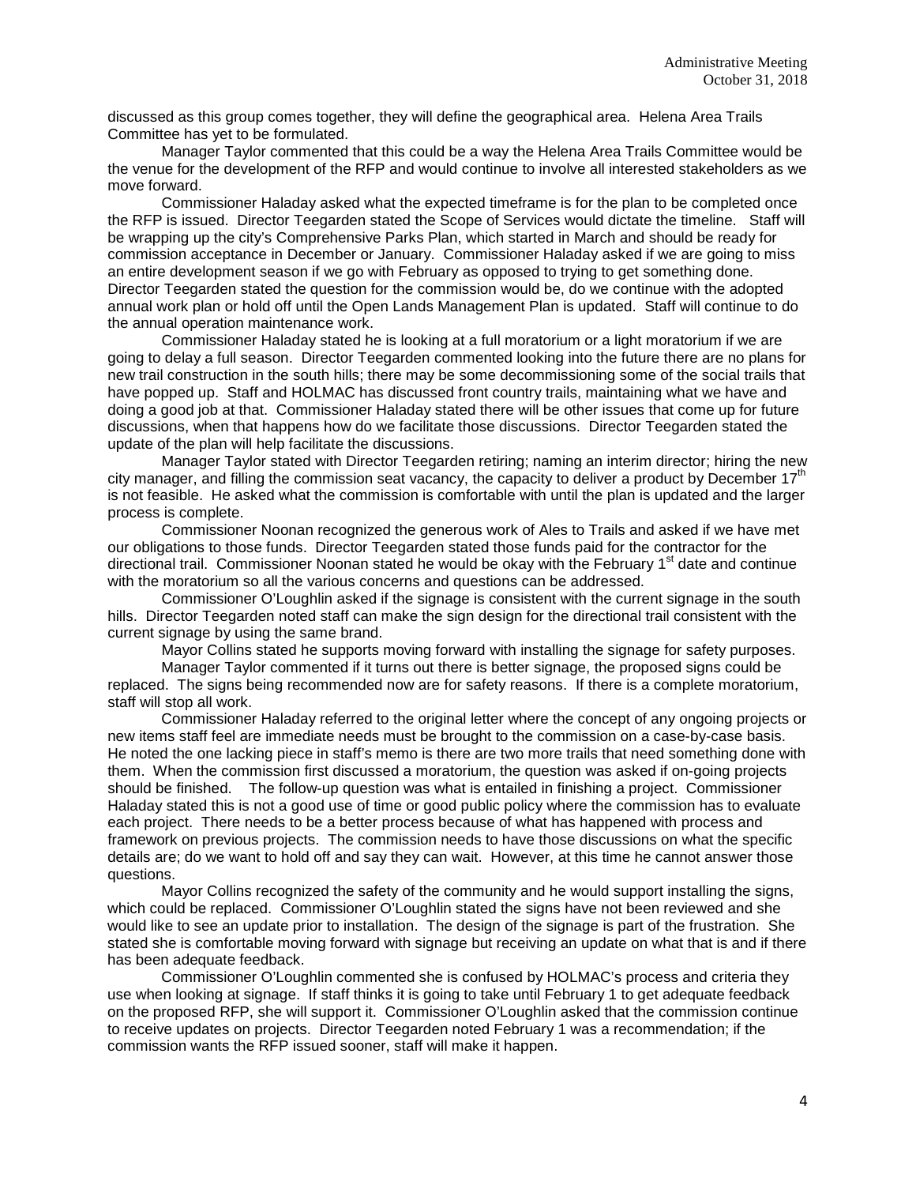discussed as this group comes together, they will define the geographical area. Helena Area Trails Committee has yet to be formulated.

Manager Taylor commented that this could be a way the Helena Area Trails Committee would be the venue for the development of the RFP and would continue to involve all interested stakeholders as we move forward.

Commissioner Haladay asked what the expected timeframe is for the plan to be completed once the RFP is issued. Director Teegarden stated the Scope of Services would dictate the timeline. Staff will be wrapping up the city's Comprehensive Parks Plan, which started in March and should be ready for commission acceptance in December or January. Commissioner Haladay asked if we are going to miss an entire development season if we go with February as opposed to trying to get something done. Director Teegarden stated the question for the commission would be, do we continue with the adopted annual work plan or hold off until the Open Lands Management Plan is updated. Staff will continue to do the annual operation maintenance work.

Commissioner Haladay stated he is looking at a full moratorium or a light moratorium if we are going to delay a full season. Director Teegarden commented looking into the future there are no plans for new trail construction in the south hills; there may be some decommissioning some of the social trails that have popped up. Staff and HOLMAC has discussed front country trails, maintaining what we have and doing a good job at that. Commissioner Haladay stated there will be other issues that come up for future discussions, when that happens how do we facilitate those discussions. Director Teegarden stated the update of the plan will help facilitate the discussions.

Manager Taylor stated with Director Teegarden retiring; naming an interim director; hiring the new city manager, and filling the commission seat vacancy, the capacity to deliver a product by December 17th is not feasible. He asked what the commission is comfortable with until the plan is updated and the larger process is complete.

Commissioner Noonan recognized the generous work of Ales to Trails and asked if we have met our obligations to those funds. Director Teegarden stated those funds paid for the contractor for the directional trail. Commissioner Noonan stated he would be okay with the February 1st date and continue with the moratorium so all the various concerns and questions can be addressed.

Commissioner O'Loughlin asked if the signage is consistent with the current signage in the south hills. Director Teegarden noted staff can make the sign design for the directional trail consistent with the current signage by using the same brand.

Mayor Collins stated he supports moving forward with installing the signage for safety purposes.

Manager Taylor commented if it turns out there is better signage, the proposed signs could be replaced. The signs being recommended now are for safety reasons. If there is a complete moratorium, staff will stop all work.

Commissioner Haladay referred to the original letter where the concept of any ongoing projects or new items staff feel are immediate needs must be brought to the commission on a case-by-case basis. He noted the one lacking piece in staff's memo is there are two more trails that need something done with them. When the commission first discussed a moratorium, the question was asked if on-going projects should be finished. The follow-up question was what is entailed in finishing a project. Commissioner Haladay stated this is not a good use of time or good public policy where the commission has to evaluate each project. There needs to be a better process because of what has happened with process and framework on previous projects. The commission needs to have those discussions on what the specific details are; do we want to hold off and say they can wait. However, at this time he cannot answer those questions.

Mayor Collins recognized the safety of the community and he would support installing the signs, which could be replaced. Commissioner O'Loughlin stated the signs have not been reviewed and she would like to see an update prior to installation. The design of the signage is part of the frustration. She stated she is comfortable moving forward with signage but receiving an update on what that is and if there has been adequate feedback.

Commissioner O'Loughlin commented she is confused by HOLMAC's process and criteria they use when looking at signage. If staff thinks it is going to take until February 1 to get adequate feedback on the proposed RFP, she will support it. Commissioner O'Loughlin asked that the commission continue to receive updates on projects. Director Teegarden noted February 1 was a recommendation; if the commission wants the RFP issued sooner, staff will make it happen.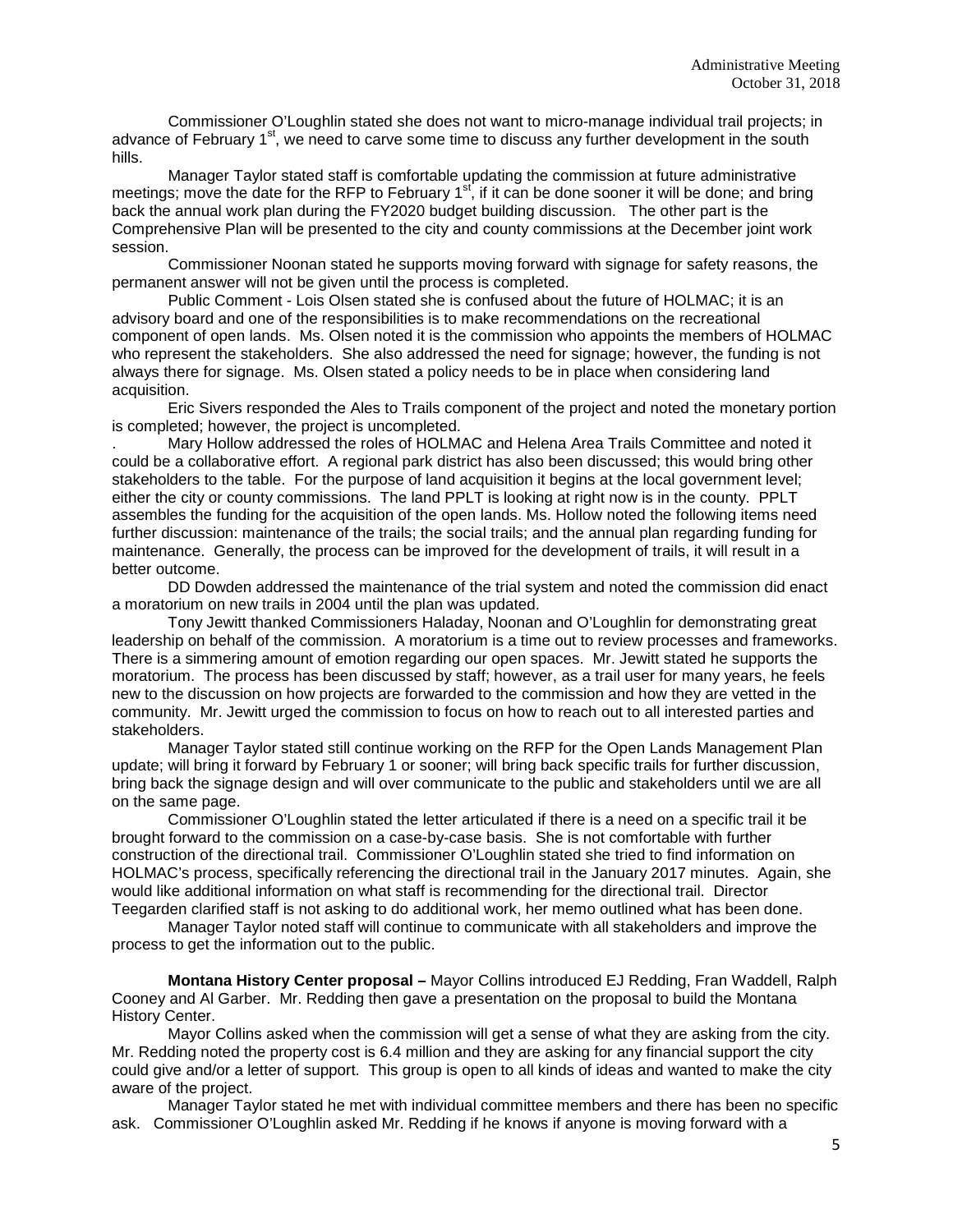Commissioner O'Loughlin stated she does not want to micro-manage individual trail projects; in advance of February 1st, we need to carve some time to discuss any further development in the south hills.

Manager Taylor stated staff is comfortable updating the commission at future administrative meetings; move the date for the RFP to February 1st, if it can be done sooner it will be done; and bring back the annual work plan during the FY2020 budget building discussion. The other part is the Comprehensive Plan will be presented to the city and county commissions at the December joint work session.

Commissioner Noonan stated he supports moving forward with signage for safety reasons, the permanent answer will not be given until the process is completed.

Public Comment - Lois Olsen stated she is confused about the future of HOLMAC; it is an advisory board and one of the responsibilities is to make recommendations on the recreational component of open lands. Ms. Olsen noted it is the commission who appoints the members of HOLMAC who represent the stakeholders. She also addressed the need for signage; however, the funding is not always there for signage. Ms. Olsen stated a policy needs to be in place when considering land acquisition.

Eric Sivers responded the Ales to Trails component of the project and noted the monetary portion is completed; however, the project is uncompleted.

. Mary Hollow addressed the roles of HOLMAC and Helena Area Trails Committee and noted it could be a collaborative effort. A regional park district has also been discussed; this would bring other stakeholders to the table. For the purpose of land acquisition it begins at the local government level; either the city or county commissions. The land PPLT is looking at right now is in the county. PPLT assembles the funding for the acquisition of the open lands. Ms. Hollow noted the following items need further discussion: maintenance of the trails; the social trails; and the annual plan regarding funding for maintenance. Generally, the process can be improved for the development of trails, it will result in a better outcome.

DD Dowden addressed the maintenance of the trial system and noted the commission did enact a moratorium on new trails in 2004 until the plan was updated.

Tony Jewitt thanked Commissioners Haladay, Noonan and O'Loughlin for demonstrating great leadership on behalf of the commission. A moratorium is a time out to review processes and frameworks. There is a simmering amount of emotion regarding our open spaces. Mr. Jewitt stated he supports the moratorium. The process has been discussed by staff; however, as a trail user for many years, he feels new to the discussion on how projects are forwarded to the commission and how they are vetted in the community. Mr. Jewitt urged the commission to focus on how to reach out to all interested parties and stakeholders.

Manager Taylor stated still continue working on the RFP for the Open Lands Management Plan update; will bring it forward by February 1 or sooner; will bring back specific trails for further discussion, bring back the signage design and will over communicate to the public and stakeholders until we are all on the same page.

Commissioner O'Loughlin stated the letter articulated if there is a need on a specific trail it be brought forward to the commission on a case-by-case basis. She is not comfortable with further construction of the directional trail. Commissioner O'Loughlin stated she tried to find information on HOLMAC's process, specifically referencing the directional trail in the January 2017 minutes. Again, she would like additional information on what staff is recommending for the directional trail. Director Teegarden clarified staff is not asking to do additional work, her memo outlined what has been done.

Manager Taylor noted staff will continue to communicate with all stakeholders and improve the process to get the information out to the public.

**Montana History Center proposal –** Mayor Collins introduced EJ Redding, Fran Waddell, Ralph Cooney and Al Garber. Mr. Redding then gave a presentation on the proposal to build the Montana History Center.

Mayor Collins asked when the commission will get a sense of what they are asking from the city. Mr. Redding noted the property cost is 6.4 million and they are asking for any financial support the city could give and/or a letter of support. This group is open to all kinds of ideas and wanted to make the city aware of the project.

Manager Taylor stated he met with individual committee members and there has been no specific ask. Commissioner O'Loughlin asked Mr. Redding if he knows if anyone is moving forward with a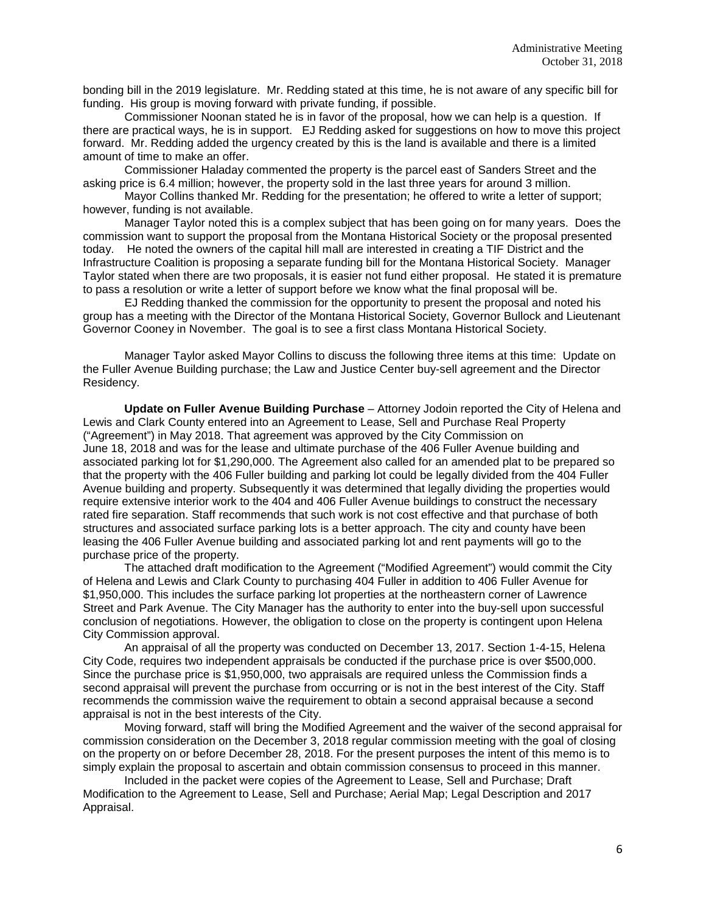bonding bill in the 2019 legislature. Mr. Redding stated at this time, he is not aware of any specific bill for funding. His group is moving forward with private funding, if possible.

Commissioner Noonan stated he is in favor of the proposal, how we can help is a question. If there are practical ways, he is in support. EJ Redding asked for suggestions on how to move this project forward. Mr. Redding added the urgency created by this is the land is available and there is a limited amount of time to make an offer.

Commissioner Haladay commented the property is the parcel east of Sanders Street and the asking price is 6.4 million; however, the property sold in the last three years for around 3 million.

Mayor Collins thanked Mr. Redding for the presentation; he offered to write a letter of support; however, funding is not available.

Manager Taylor noted this is a complex subject that has been going on for many years. Does the commission want to support the proposal from the Montana Historical Society or the proposal presented today. He noted the owners of the capital hill mall are interested in creating a TIF District and the Infrastructure Coalition is proposing a separate funding bill for the Montana Historical Society. Manager Taylor stated when there are two proposals, it is easier not fund either proposal. He stated it is premature to pass a resolution or write a letter of support before we know what the final proposal will be.

EJ Redding thanked the commission for the opportunity to present the proposal and noted his group has a meeting with the Director of the Montana Historical Society, Governor Bullock and Lieutenant Governor Cooney in November. The goal is to see a first class Montana Historical Society.

Manager Taylor asked Mayor Collins to discuss the following three items at this time: Update on the Fuller Avenue Building purchase; the Law and Justice Center buy-sell agreement and the Director Residency.

**Update on Fuller Avenue Building Purchase** – Attorney Jodoin reported the City of Helena and Lewis and Clark County entered into an Agreement to Lease, Sell and Purchase Real Property ("Agreement") in May 2018. That agreement was approved by the City Commission on June 18, 2018 and was for the lease and ultimate purchase of the 406 Fuller Avenue building and associated parking lot for $1,290,000. The Agreement also called for an amended plat to be prepared so that the property with the 406 Fuller building and parking lot could be legally divided from the 404 Fuller Avenue building and property. Subsequently it was determined that legally dividing the properties would require extensive interior work to the 404 and 406 Fuller Avenue buildings to construct the necessary rated fire separation. Staff recommends that such work is not cost effective and that purchase of both structures and associated surface parking lots is a better approach. The city and county have been leasing the 406 Fuller Avenue building and associated parking lot and rent payments will go to the purchase price of the property.

The attached draft modification to the Agreement ("Modified Agreement") would commit the City of Helena and Lewis and Clark County to purchasing 404 Fuller in addition to 406 Fuller Avenue for $1,950,000. This includes the surface parking lot properties at the northeastern corner of Lawrence Street and Park Avenue. The City Manager has the authority to enter into the buy-sell upon successful conclusion of negotiations. However, the obligation to close on the property is contingent upon Helena City Commission approval.

An appraisal of all the property was conducted on December 13, 2017. Section 1-4-15, Helena City Code, requires two independent appraisals be conducted if the purchase price is over $500,000. Since the purchase price is $1,950,000, two appraisals are required unless the Commission finds a second appraisal will prevent the purchase from occurring or is not in the best interest of the City. Staff recommends the commission waive the requirement to obtain a second appraisal because a second appraisal is not in the best interests of the City.

Moving forward, staff will bring the Modified Agreement and the waiver of the second appraisal for commission consideration on the December 3, 2018 regular commission meeting with the goal of closing on the property on or before December 28, 2018. For the present purposes the intent of this memo is to simply explain the proposal to ascertain and obtain commission consensus to proceed in this manner.

Included in the packet were copies of the Agreement to Lease, Sell and Purchase; Draft Modification to the Agreement to Lease, Sell and Purchase; Aerial Map; Legal Description and 2017 Appraisal.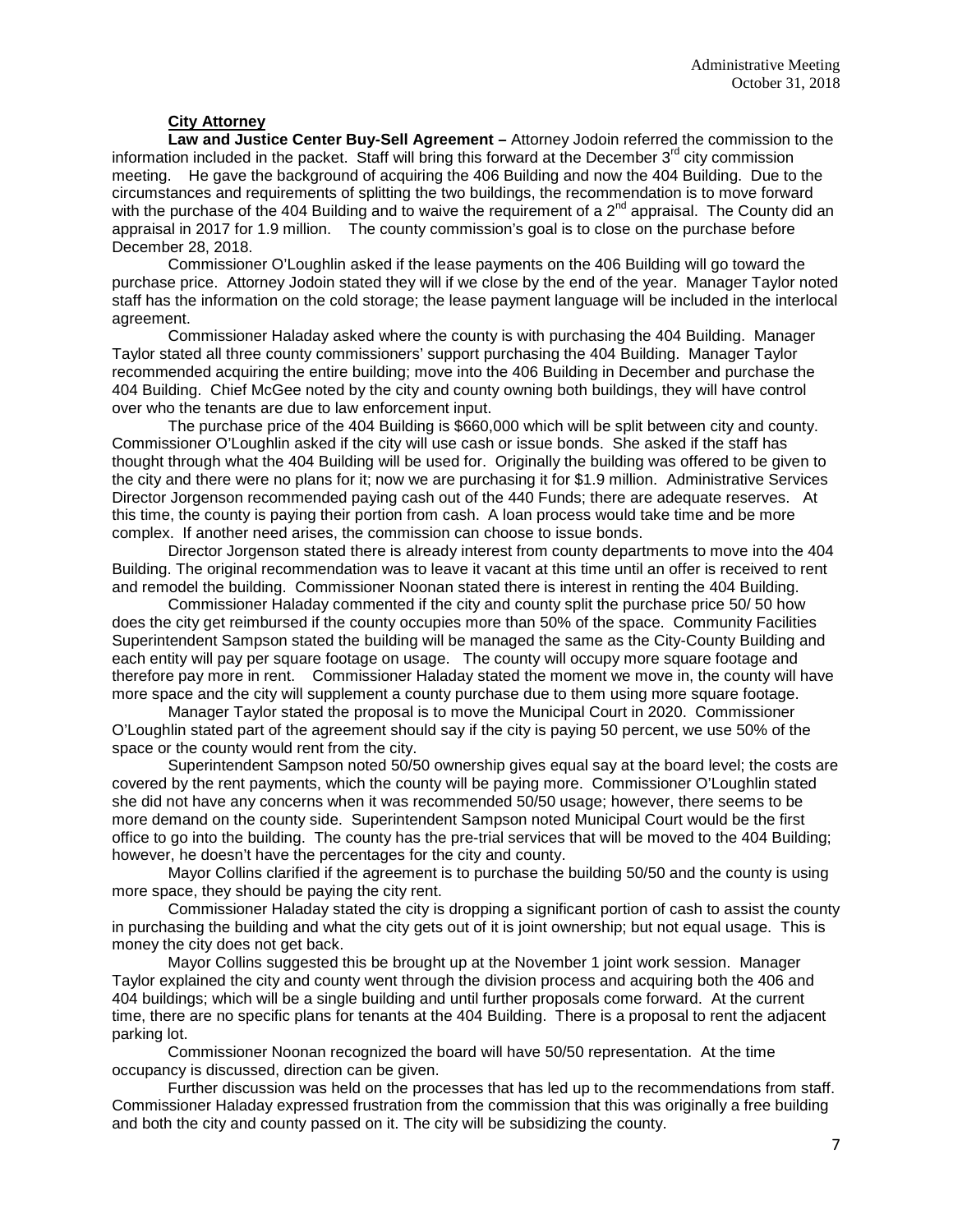**City Attorney**

**Law and Justice Center Buy-Sell Agreement –** Attorney Jodoin referred the commission to the information included in the packet. Staff will bring this forward at the December 3rd city commission meeting. He gave the background of acquiring the 406 Building and now the 404 Building. Due to the circumstances and requirements of splitting the two buildings, the recommendation is to move forward with the purchase of the 404 Building and to waive the requirement of a 2nd appraisal. The County did an appraisal in 2017 for 1.9 million. The county commission's goal is to close on the purchase before December 28, 2018.

Commissioner O'Loughlin asked if the lease payments on the 406 Building will go toward the purchase price. Attorney Jodoin stated they will if we close by the end of the year. Manager Taylor noted staff has the information on the cold storage; the lease payment language will be included in the interlocal agreement.

Commissioner Haladay asked where the county is with purchasing the 404 Building. Manager Taylor stated all three county commissioners' support purchasing the 404 Building. Manager Taylor recommended acquiring the entire building; move into the 406 Building in December and purchase the 404 Building. Chief McGee noted by the city and county owning both buildings, they will have control over who the tenants are due to law enforcement input.

The purchase price of the 404 Building is $660,000 which will be split between city and county. Commissioner O'Loughlin asked if the city will use cash or issue bonds. She asked if the staff has thought through what the 404 Building will be used for. Originally the building was offered to be given to the city and there were no plans for it; now we are purchasing it for $1.9 million. Administrative Services Director Jorgenson recommended paying cash out of the 440 Funds; there are adequate reserves. At this time, the county is paying their portion from cash. A loan process would take time and be more complex. If another need arises, the commission can choose to issue bonds.

Director Jorgenson stated there is already interest from county departments to move into the 404 Building. The original recommendation was to leave it vacant at this time until an offer is received to rent and remodel the building. Commissioner Noonan stated there is interest in renting the 404 Building.

Commissioner Haladay commented if the city and county split the purchase price 50/ 50 how does the city get reimbursed if the county occupies more than 50% of the space. Community Facilities Superintendent Sampson stated the building will be managed the same as the City-County Building and each entity will pay per square footage on usage. The county will occupy more square footage and therefore pay more in rent. Commissioner Haladay stated the moment we move in, the county will have more space and the city will supplement a county purchase due to them using more square footage.

Manager Taylor stated the proposal is to move the Municipal Court in 2020. Commissioner O'Loughlin stated part of the agreement should say if the city is paying 50 percent, we use 50% of the space or the county would rent from the city.

Superintendent Sampson noted 50/50 ownership gives equal say at the board level; the costs are covered by the rent payments, which the county will be paying more. Commissioner O'Loughlin stated she did not have any concerns when it was recommended 50/50 usage; however, there seems to be more demand on the county side. Superintendent Sampson noted Municipal Court would be the first office to go into the building. The county has the pre-trial services that will be moved to the 404 Building; however, he doesn't have the percentages for the city and county.

Mayor Collins clarified if the agreement is to purchase the building 50/50 and the county is using more space, they should be paying the city rent.

Commissioner Haladay stated the city is dropping a significant portion of cash to assist the county in purchasing the building and what the city gets out of it is joint ownership; but not equal usage. This is money the city does not get back.

Mayor Collins suggested this be brought up at the November 1 joint work session. Manager Taylor explained the city and county went through the division process and acquiring both the 406 and 404 buildings; which will be a single building and until further proposals come forward. At the current time, there are no specific plans for tenants at the 404 Building. There is a proposal to rent the adjacent parking lot.

Commissioner Noonan recognized the board will have 50/50 representation. At the time occupancy is discussed, direction can be given.

Further discussion was held on the processes that has led up to the recommendations from staff. Commissioner Haladay expressed frustration from the commission that this was originally a free building and both the city and county passed on it. The city will be subsidizing the county.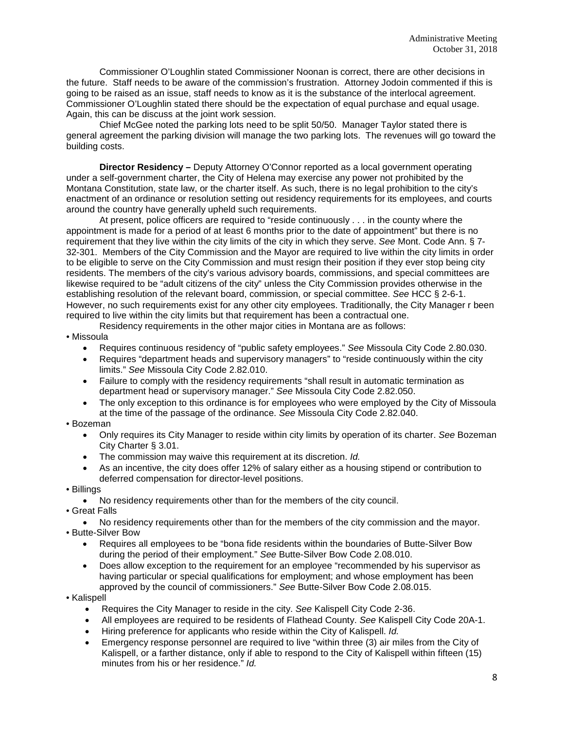Commissioner O'Loughlin stated Commissioner Noonan is correct, there are other decisions in the future. Staff needs to be aware of the commission's frustration. Attorney Jodoin commented if this is going to be raised as an issue, staff needs to know as it is the substance of the interlocal agreement. Commissioner O'Loughlin stated there should be the expectation of equal purchase and equal usage. Again, this can be discuss at the joint work session.

Chief McGee noted the parking lots need to be split 50/50. Manager Taylor stated there is general agreement the parking division will manage the two parking lots. The revenues will go toward the building costs.

**Director Residency –** Deputy Attorney O'Connor reported as a local government operating under a self-government charter, the City of Helena may exercise any power not prohibited by the Montana Constitution, state law, or the charter itself. As such, there is no legal prohibition to the city's enactment of an ordinance or resolution setting out residency requirements for its employees, and courts around the country have generally upheld such requirements.

At present, police officers are required to "reside continuously . . . in the county where the appointment is made for a period of at least 6 months prior to the date of appointment" but there is no requirement that they live within the city limits of the city in which they serve. *See* Mont. Code Ann. § 7-32-301. Members of the City Commission and the Mayor are required to live within the city limits in order to be eligible to serve on the City Commission and must resign their position if they ever stop being city residents. The members of the city's various advisory boards, commissions, and special committees are likewise required to be "adult citizens of the city" unless the City Commission provides otherwise in the establishing resolution of the relevant board, commission, or special committee. *See* HCC § 2-6-1. However, no such requirements exist for any other city employees. Traditionally, the City Manager r been required to live within the city limits but that requirement has been a contractual one.

Residency requirements in the other major cities in Montana are as follows:

• Missoula
- Requires continuous residency of "public safety employees." *See* Missoula City Code 2.80.030.
- Requires "department heads and supervisory managers" to "reside continuously within the city limits." *See* Missoula City Code 2.82.010.
- Failure to comply with the residency requirements "shall result in automatic termination as department head or supervisory manager." *See* Missoula City Code 2.82.050.
- The only exception to this ordinance is for employees who were employed by the City of Missoula at the time of the passage of the ordinance. *See* Missoula City Code 2.82.040.

• Bozeman
- Only requires its City Manager to reside within city limits by operation of its charter. *See* Bozeman City Charter § 3.01.
- The commission may waive this requirement at its discretion. *Id.*
- As an incentive, the city does offer 12% of salary either as a housing stipend or contribution to deferred compensation for director-level positions.

• Billings
- No residency requirements other than for the members of the city council.

• Great Falls
- No residency requirements other than for the members of the city commission and the mayor.

• Butte-Silver Bow
- Requires all employees to be "bona fide residents within the boundaries of Butte-Silver Bow during the period of their employment." *See* Butte-Silver Bow Code 2.08.010.
- Does allow exception to the requirement for an employee "recommended by his supervisor as having particular or special qualifications for employment; and whose employment has been approved by the council of commissioners." *See* Butte-Silver Bow Code 2.08.015.

• Kalispell
- Requires the City Manager to reside in the city. *See* Kalispell City Code 2-36.
- All employees are required to be residents of Flathead County. *See* Kalispell City Code 20A-1.
- Hiring preference for applicants who reside within the City of Kalispell. *Id.*
- Emergency response personnel are required to live "within three (3) air miles from the City of Kalispell, or a farther distance, only if able to respond to the City of Kalispell within fifteen (15) minutes from his or her residence." *Id.*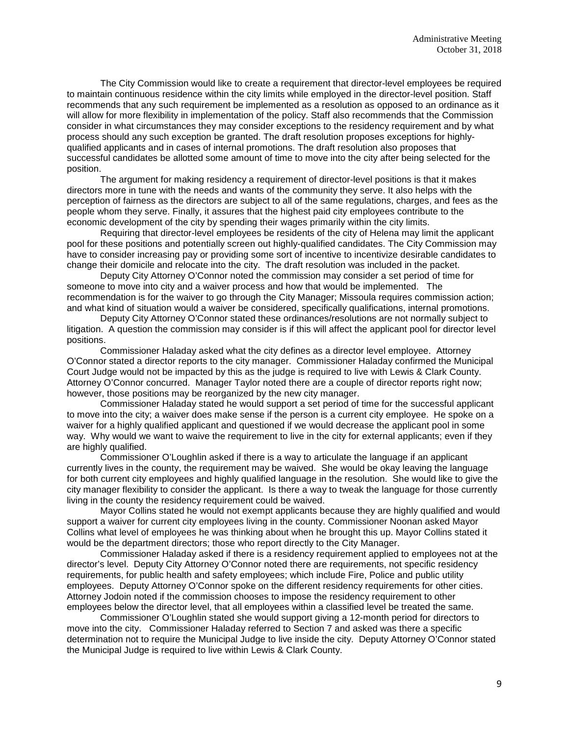The City Commission would like to create a requirement that director-level employees be required to maintain continuous residence within the city limits while employed in the director-level position. Staff recommends that any such requirement be implemented as a resolution as opposed to an ordinance as it will allow for more flexibility in implementation of the policy. Staff also recommends that the Commission consider in what circumstances they may consider exceptions to the residency requirement and by what process should any such exception be granted. The draft resolution proposes exceptions for highly-qualified applicants and in cases of internal promotions. The draft resolution also proposes that successful candidates be allotted some amount of time to move into the city after being selected for the position.

The argument for making residency a requirement of director-level positions is that it makes directors more in tune with the needs and wants of the community they serve. It also helps with the perception of fairness as the directors are subject to all of the same regulations, charges, and fees as the people whom they serve. Finally, it assures that the highest paid city employees contribute to the economic development of the city by spending their wages primarily within the city limits.

Requiring that director-level employees be residents of the city of Helena may limit the applicant pool for these positions and potentially screen out highly-qualified candidates. The City Commission may have to consider increasing pay or providing some sort of incentive to incentivize desirable candidates to change their domicile and relocate into the city. The draft resolution was included in the packet.

Deputy City Attorney O'Connor noted the commission may consider a set period of time for someone to move into city and a waiver process and how that would be implemented. The recommendation is for the waiver to go through the City Manager; Missoula requires commission action; and what kind of situation would a waiver be considered, specifically qualifications, internal promotions.

Deputy City Attorney O'Connor stated these ordinances/resolutions are not normally subject to litigation. A question the commission may consider is if this will affect the applicant pool for director level positions.

Commissioner Haladay asked what the city defines as a director level employee. Attorney O'Connor stated a director reports to the city manager. Commissioner Haladay confirmed the Municipal Court Judge would not be impacted by this as the judge is required to live with Lewis & Clark County. Attorney O'Connor concurred. Manager Taylor noted there are a couple of director reports right now; however, those positions may be reorganized by the new city manager.

Commissioner Haladay stated he would support a set period of time for the successful applicant to move into the city; a waiver does make sense if the person is a current city employee. He spoke on a waiver for a highly qualified applicant and questioned if we would decrease the applicant pool in some way. Why would we want to waive the requirement to live in the city for external applicants; even if they are highly qualified.

Commissioner O'Loughlin asked if there is a way to articulate the language if an applicant currently lives in the county, the requirement may be waived. She would be okay leaving the language for both current city employees and highly qualified language in the resolution. She would like to give the city manager flexibility to consider the applicant. Is there a way to tweak the language for those currently living in the county the residency requirement could be waived.

Mayor Collins stated he would not exempt applicants because they are highly qualified and would support a waiver for current city employees living in the county. Commissioner Noonan asked Mayor Collins what level of employees he was thinking about when he brought this up. Mayor Collins stated it would be the department directors; those who report directly to the City Manager.

Commissioner Haladay asked if there is a residency requirement applied to employees not at the director's level. Deputy City Attorney O'Connor noted there are requirements, not specific residency requirements, for public health and safety employees; which include Fire, Police and public utility employees. Deputy Attorney O'Connor spoke on the different residency requirements for other cities. Attorney Jodoin noted if the commission chooses to impose the residency requirement to other employees below the director level, that all employees within a classified level be treated the same.

Commissioner O'Loughlin stated she would support giving a 12-month period for directors to move into the city. Commissioner Haladay referred to Section 7 and asked was there a specific determination not to require the Municipal Judge to live inside the city. Deputy Attorney O'Connor stated the Municipal Judge is required to live within Lewis & Clark County.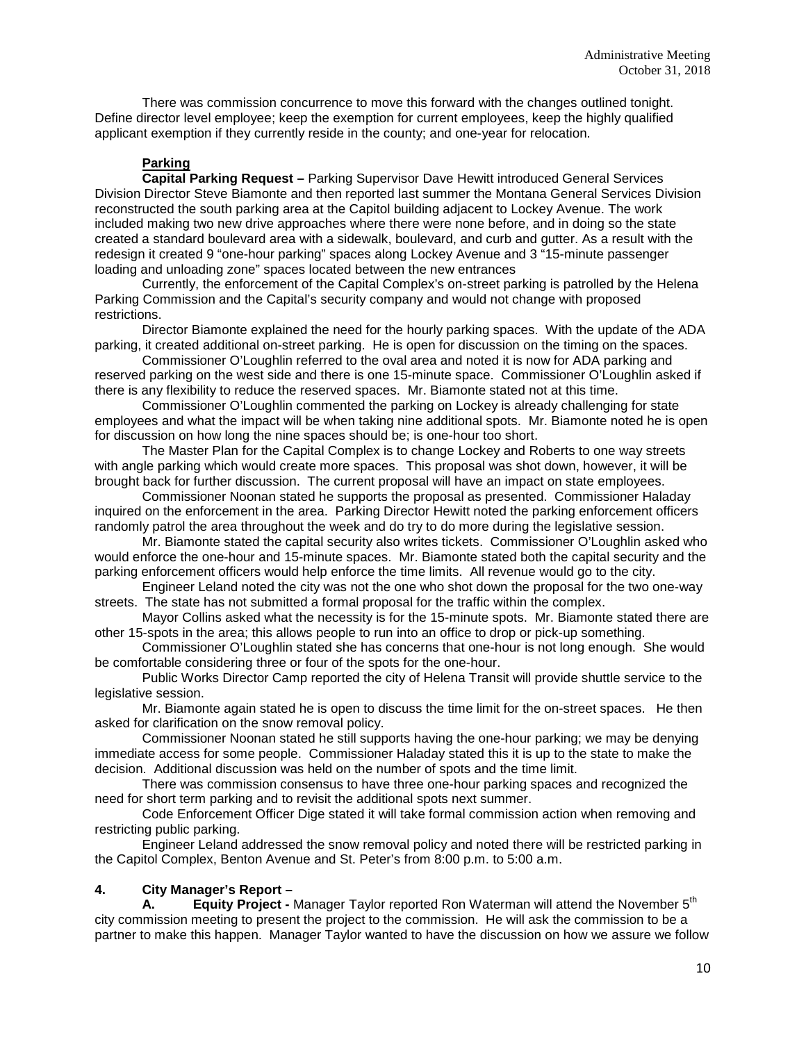There was commission concurrence to move this forward with the changes outlined tonight. Define director level employee; keep the exemption for current employees, keep the highly qualified applicant exemption if they currently reside in the county; and one-year for relocation.

**Parking**

**Capital Parking Request –** Parking Supervisor Dave Hewitt introduced General Services Division Director Steve Biamonte and then reported last summer the Montana General Services Division reconstructed the south parking area at the Capitol building adjacent to Lockey Avenue. The work included making two new drive approaches where there were none before, and in doing so the state created a standard boulevard area with a sidewalk, boulevard, and curb and gutter. As a result with the redesign it created 9 "one-hour parking" spaces along Lockey Avenue and 3 "15-minute passenger loading and unloading zone" spaces located between the new entrances

Currently, the enforcement of the Capital Complex's on-street parking is patrolled by the Helena Parking Commission and the Capital's security company and would not change with proposed restrictions.

Director Biamonte explained the need for the hourly parking spaces. With the update of the ADA parking, it created additional on-street parking. He is open for discussion on the timing on the spaces.

Commissioner O'Loughlin referred to the oval area and noted it is now for ADA parking and reserved parking on the west side and there is one 15-minute space. Commissioner O'Loughlin asked if there is any flexibility to reduce the reserved spaces. Mr. Biamonte stated not at this time.

Commissioner O'Loughlin commented the parking on Lockey is already challenging for state employees and what the impact will be when taking nine additional spots. Mr. Biamonte noted he is open for discussion on how long the nine spaces should be; is one-hour too short.

The Master Plan for the Capital Complex is to change Lockey and Roberts to one way streets with angle parking which would create more spaces. This proposal was shot down, however, it will be brought back for further discussion. The current proposal will have an impact on state employees.

Commissioner Noonan stated he supports the proposal as presented. Commissioner Haladay inquired on the enforcement in the area. Parking Director Hewitt noted the parking enforcement officers randomly patrol the area throughout the week and do try to do more during the legislative session.

Mr. Biamonte stated the capital security also writes tickets. Commissioner O'Loughlin asked who would enforce the one-hour and 15-minute spaces. Mr. Biamonte stated both the capital security and the parking enforcement officers would help enforce the time limits. All revenue would go to the city.

Engineer Leland noted the city was not the one who shot down the proposal for the two one-way streets. The state has not submitted a formal proposal for the traffic within the complex.

Mayor Collins asked what the necessity is for the 15-minute spots. Mr. Biamonte stated there are other 15-spots in the area; this allows people to run into an office to drop or pick-up something.

Commissioner O'Loughlin stated she has concerns that one-hour is not long enough. She would be comfortable considering three or four of the spots for the one-hour.

Public Works Director Camp reported the city of Helena Transit will provide shuttle service to the legislative session.

Mr. Biamonte again stated he is open to discuss the time limit for the on-street spaces. He then asked for clarification on the snow removal policy.

Commissioner Noonan stated he still supports having the one-hour parking; we may be denying immediate access for some people. Commissioner Haladay stated this it is up to the state to make the decision. Additional discussion was held on the number of spots and the time limit.

There was commission consensus to have three one-hour parking spaces and recognized the need for short term parking and to revisit the additional spots next summer.

Code Enforcement Officer Dige stated it will take formal commission action when removing and restricting public parking.

Engineer Leland addressed the snow removal policy and noted there will be restricted parking in the Capitol Complex, Benton Avenue and St. Peter's from 8:00 p.m. to 5:00 a.m.

## 4. City Manager's Report –

**A. Equity Project -** Manager Taylor reported Ron Waterman will attend the November 5th city commission meeting to present the project to the commission. He will ask the commission to be a partner to make this happen. Manager Taylor wanted to have the discussion on how we assure we follow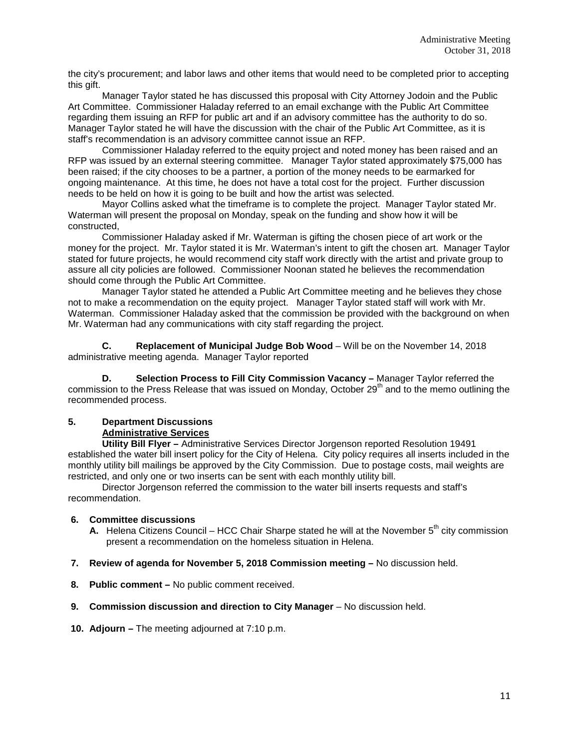the city's procurement; and labor laws and other items that would need to be completed prior to accepting this gift.

Manager Taylor stated he has discussed this proposal with City Attorney Jodoin and the Public Art Committee. Commissioner Haladay referred to an email exchange with the Public Art Committee regarding them issuing an RFP for public art and if an advisory committee has the authority to do so. Manager Taylor stated he will have the discussion with the chair of the Public Art Committee, as it is staff's recommendation is an advisory committee cannot issue an RFP.

Commissioner Haladay referred to the equity project and noted money has been raised and an RFP was issued by an external steering committee. Manager Taylor stated approximately $75,000 has been raised; if the city chooses to be a partner, a portion of the money needs to be earmarked for ongoing maintenance. At this time, he does not have a total cost for the project. Further discussion needs to be held on how it is going to be built and how the artist was selected.

Mayor Collins asked what the timeframe is to complete the project. Manager Taylor stated Mr. Waterman will present the proposal on Monday, speak on the funding and show how it will be constructed,

Commissioner Haladay asked if Mr. Waterman is gifting the chosen piece of art work or the money for the project. Mr. Taylor stated it is Mr. Waterman's intent to gift the chosen art. Manager Taylor stated for future projects, he would recommend city staff work directly with the artist and private group to assure all city policies are followed. Commissioner Noonan stated he believes the recommendation should come through the Public Art Committee.

Manager Taylor stated he attended a Public Art Committee meeting and he believes they chose not to make a recommendation on the equity project. Manager Taylor stated staff will work with Mr. Waterman. Commissioner Haladay asked that the commission be provided with the background on when Mr. Waterman had any communications with city staff regarding the project.

**C. Replacement of Municipal Judge Bob Wood** – Will be on the November 14, 2018 administrative meeting agenda. Manager Taylor reported

**D. Selection Process to Fill City Commission Vacancy –** Manager Taylor referred the commission to the Press Release that was issued on Monday, October 29th and to the memo outlining the recommended process.

**5. Department Discussions**

**Administrative Services**

**Utility Bill Flyer –** Administrative Services Director Jorgenson reported Resolution 19491 established the water bill insert policy for the City of Helena. City policy requires all inserts included in the monthly utility bill mailings be approved by the City Commission. Due to postage costs, mail weights are restricted, and only one or two inserts can be sent with each monthly utility bill.

Director Jorgenson referred the commission to the water bill inserts requests and staff's recommendation.

**6. Committee discussions**

**A.** Helena Citizens Council – HCC Chair Sharpe stated he will at the November 5th city commission present a recommendation on the homeless situation in Helena.

**7. Review of agenda for November 5, 2018 Commission meeting –** No discussion held.

**8. Public comment –** No public comment received.

**9. Commission discussion and direction to City Manager** – No discussion held.

**10. Adjourn –** The meeting adjourned at 7:10 p.m.